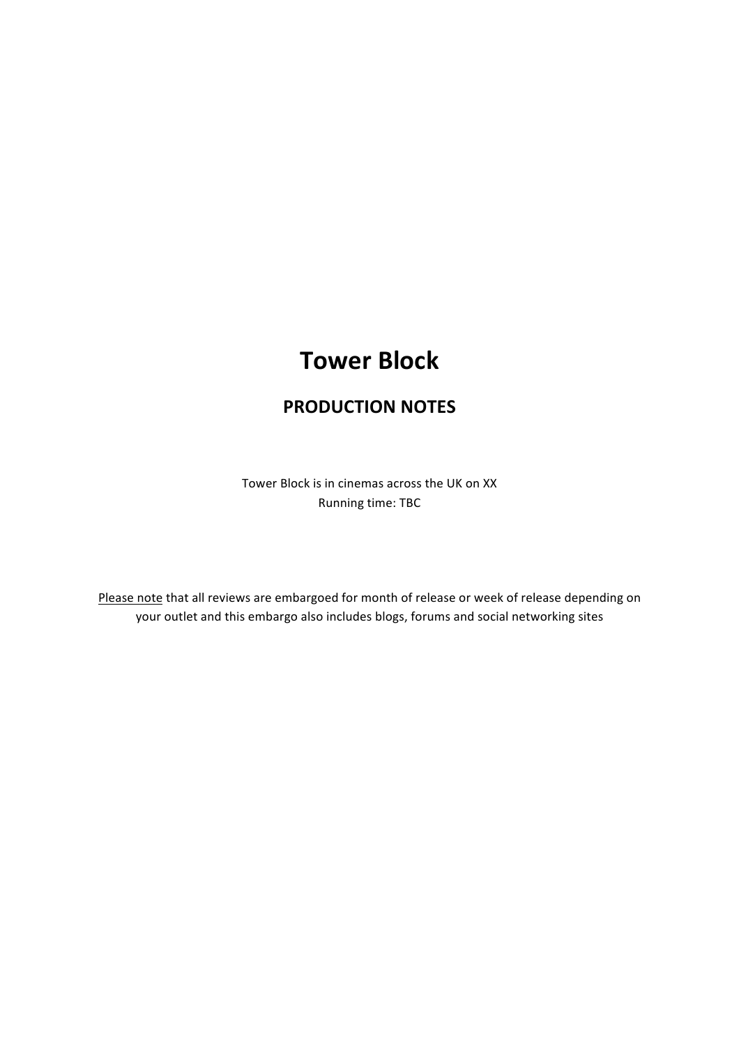# Tower Block

## PRODUCTION NOTES

Tower Block is in cinemas across the UK on XX
Running time: TBC

Please note that all reviews are embargoed for month of release or week of release depending on your outlet and this embargo also includes blogs, forums and social networking sites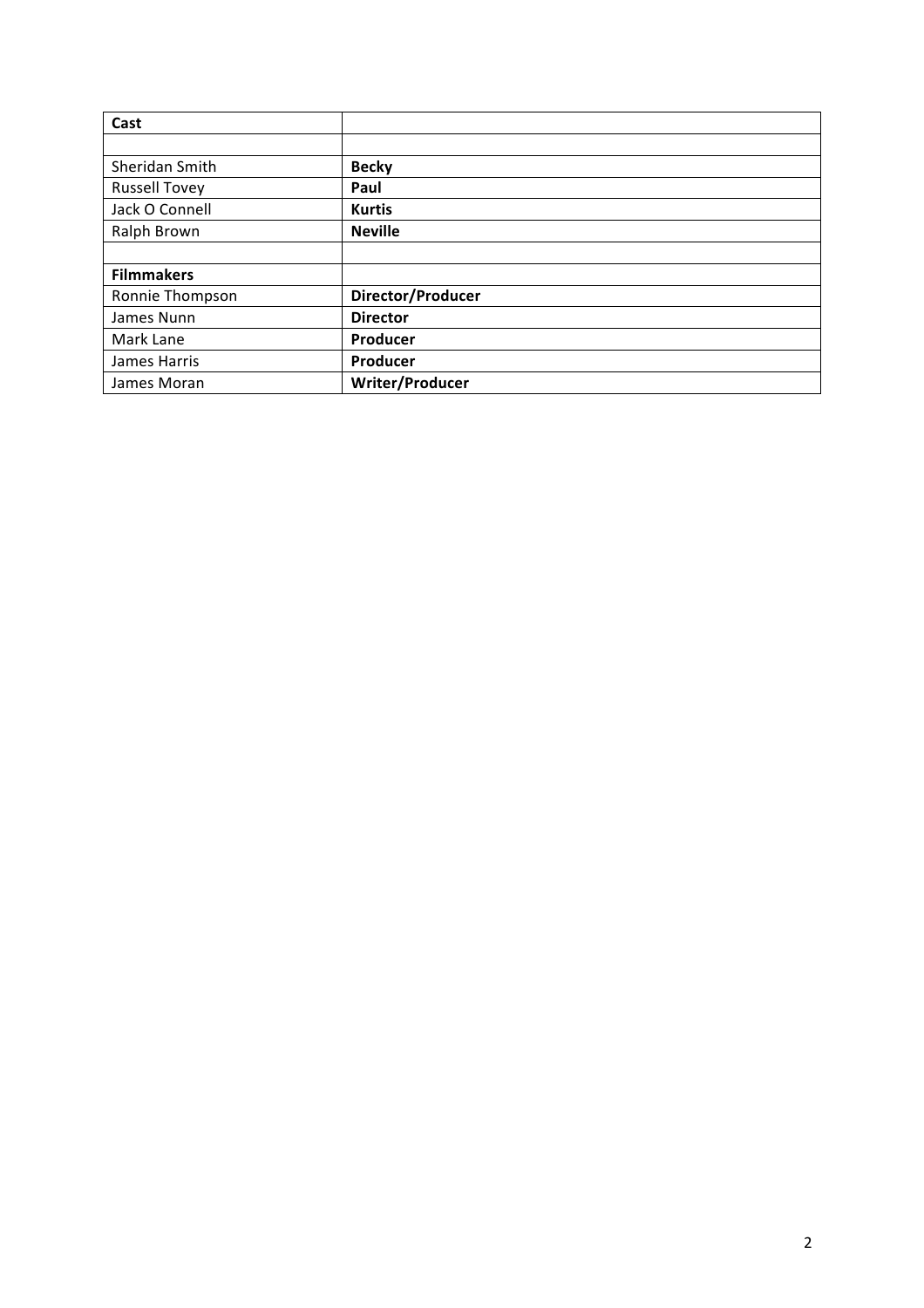| **Cast** | |
|---|---|
| | |
| Sheridan Smith | **Becky** |
| Russell Tovey | **Paul** |
| Jack O Connell | **Kurtis** |
| Ralph Brown | **Neville** |
| | |
| **Filmmakers** | |
| Ronnie Thompson | **Director/Producer** |
| James Nunn | **Director** |
| Mark Lane | **Producer** |
| James Harris | **Producer** |
| James Moran | **Writer/Producer** |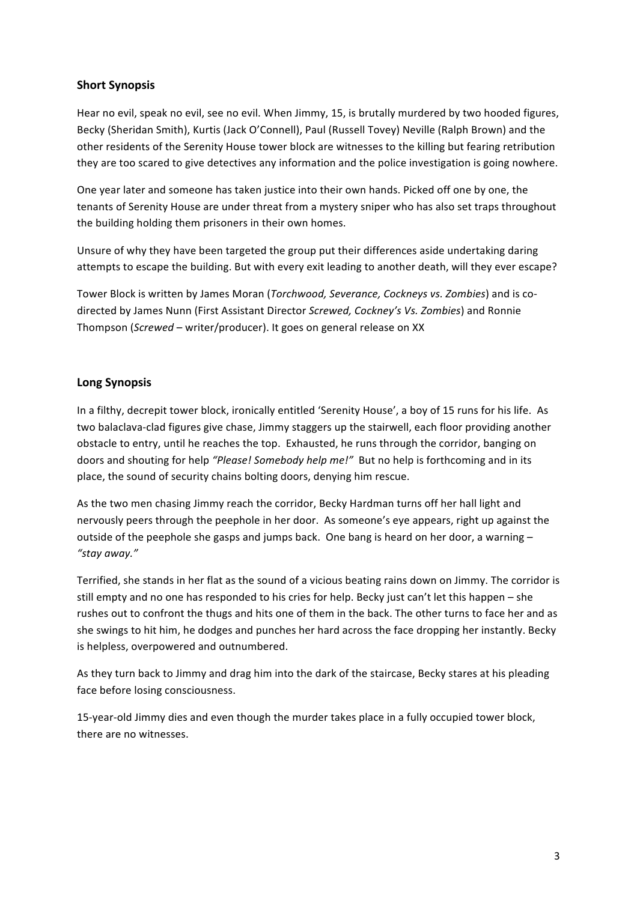## Short Synopsis

Hear no evil, speak no evil, see no evil. When Jimmy, 15, is brutally murdered by two hooded figures, Becky (Sheridan Smith), Kurtis (Jack O'Connell), Paul (Russell Tovey) Neville (Ralph Brown) and the other residents of the Serenity House tower block are witnesses to the killing but fearing retribution they are too scared to give detectives any information and the police investigation is going nowhere.

One year later and someone has taken justice into their own hands. Picked off one by one, the tenants of Serenity House are under threat from a mystery sniper who has also set traps throughout the building holding them prisoners in their own homes.

Unsure of why they have been targeted the group put their differences aside undertaking daring attempts to escape the building. But with every exit leading to another death, will they ever escape?

Tower Block is written by James Moran (*Torchwood, Severance, Cockneys vs. Zombies*) and is co-directed by James Nunn (First Assistant Director *Screwed, Cockney's Vs. Zombies*) and Ronnie Thompson (*Screwed* – writer/producer). It goes on general release on XX

## Long Synopsis

In a filthy, decrepit tower block, ironically entitled 'Serenity House', a boy of 15 runs for his life. As two balaclava-clad figures give chase, Jimmy staggers up the stairwell, each floor providing another obstacle to entry, until he reaches the top. Exhausted, he runs through the corridor, banging on doors and shouting for help *"Please! Somebody help me!"* But no help is forthcoming and in its place, the sound of security chains bolting doors, denying him rescue.

As the two men chasing Jimmy reach the corridor, Becky Hardman turns off her hall light and nervously peers through the peephole in her door. As someone's eye appears, right up against the outside of the peephole she gasps and jumps back. One bang is heard on her door, a warning – *"stay away."*

Terrified, she stands in her flat as the sound of a vicious beating rains down on Jimmy. The corridor is still empty and no one has responded to his cries for help. Becky just can't let this happen – she rushes out to confront the thugs and hits one of them in the back. The other turns to face her and as she swings to hit him, he dodges and punches her hard across the face dropping her instantly. Becky is helpless, overpowered and outnumbered.

As they turn back to Jimmy and drag him into the dark of the staircase, Becky stares at his pleading face before losing consciousness.

15-year-old Jimmy dies and even though the murder takes place in a fully occupied tower block, there are no witnesses.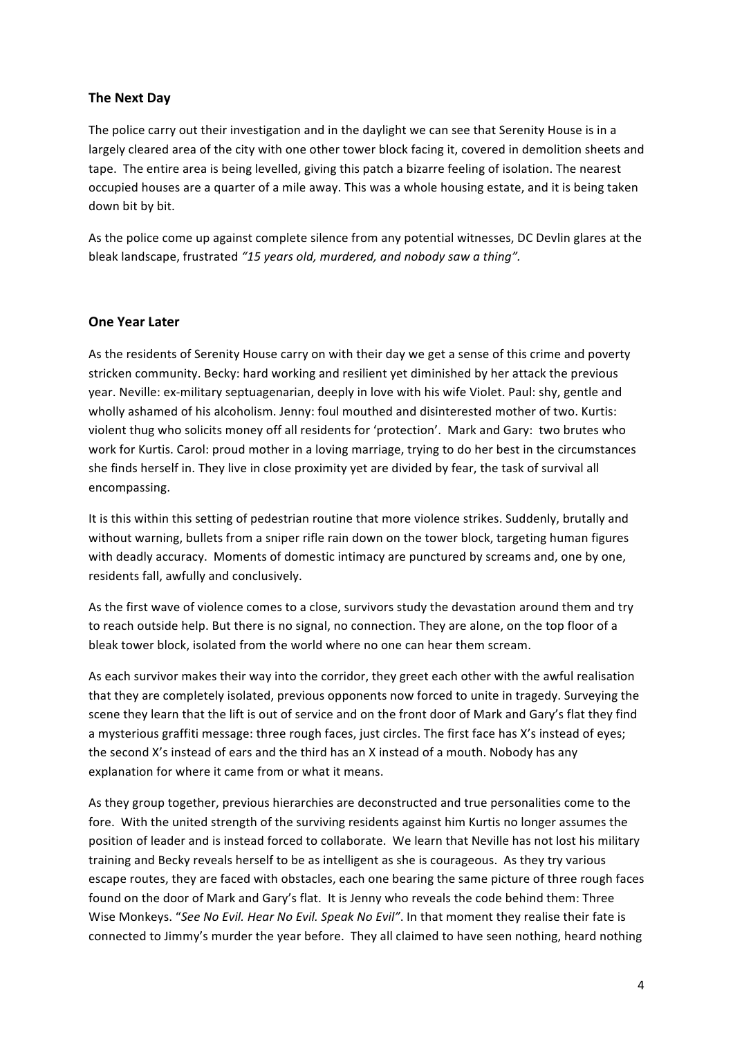### The Next Day

The police carry out their investigation and in the daylight we can see that Serenity House is in a largely cleared area of the city with one other tower block facing it, covered in demolition sheets and tape. The entire area is being levelled, giving this patch a bizarre feeling of isolation. The nearest occupied houses are a quarter of a mile away. This was a whole housing estate, and it is being taken down bit by bit.

As the police come up against complete silence from any potential witnesses, DC Devlin glares at the bleak landscape, frustrated *"15 years old, murdered, and nobody saw a thing".*

### One Year Later

As the residents of Serenity House carry on with their day we get a sense of this crime and poverty stricken community. Becky: hard working and resilient yet diminished by her attack the previous year. Neville: ex-military septuagenarian, deeply in love with his wife Violet. Paul: shy, gentle and wholly ashamed of his alcoholism. Jenny: foul mouthed and disinterested mother of two. Kurtis: violent thug who solicits money off all residents for 'protection'. Mark and Gary: two brutes who work for Kurtis. Carol: proud mother in a loving marriage, trying to do her best in the circumstances she finds herself in. They live in close proximity yet are divided by fear, the task of survival all encompassing.

It is this within this setting of pedestrian routine that more violence strikes. Suddenly, brutally and without warning, bullets from a sniper rifle rain down on the tower block, targeting human figures with deadly accuracy. Moments of domestic intimacy are punctured by screams and, one by one, residents fall, awfully and conclusively.

As the first wave of violence comes to a close, survivors study the devastation around them and try to reach outside help. But there is no signal, no connection. They are alone, on the top floor of a bleak tower block, isolated from the world where no one can hear them scream.

As each survivor makes their way into the corridor, they greet each other with the awful realisation that they are completely isolated, previous opponents now forced to unite in tragedy. Surveying the scene they learn that the lift is out of service and on the front door of Mark and Gary's flat they find a mysterious graffiti message: three rough faces, just circles. The first face has X's instead of eyes; the second X's instead of ears and the third has an X instead of a mouth. Nobody has any explanation for where it came from or what it means.

As they group together, previous hierarchies are deconstructed and true personalities come to the fore. With the united strength of the surviving residents against him Kurtis no longer assumes the position of leader and is instead forced to collaborate. We learn that Neville has not lost his military training and Becky reveals herself to be as intelligent as she is courageous. As they try various escape routes, they are faced with obstacles, each one bearing the same picture of three rough faces found on the door of Mark and Gary's flat. It is Jenny who reveals the code behind them: Three Wise Monkeys. "*See No Evil. Hear No Evil. Speak No Evil"*. In that moment they realise their fate is connected to Jimmy's murder the year before. They all claimed to have seen nothing, heard nothing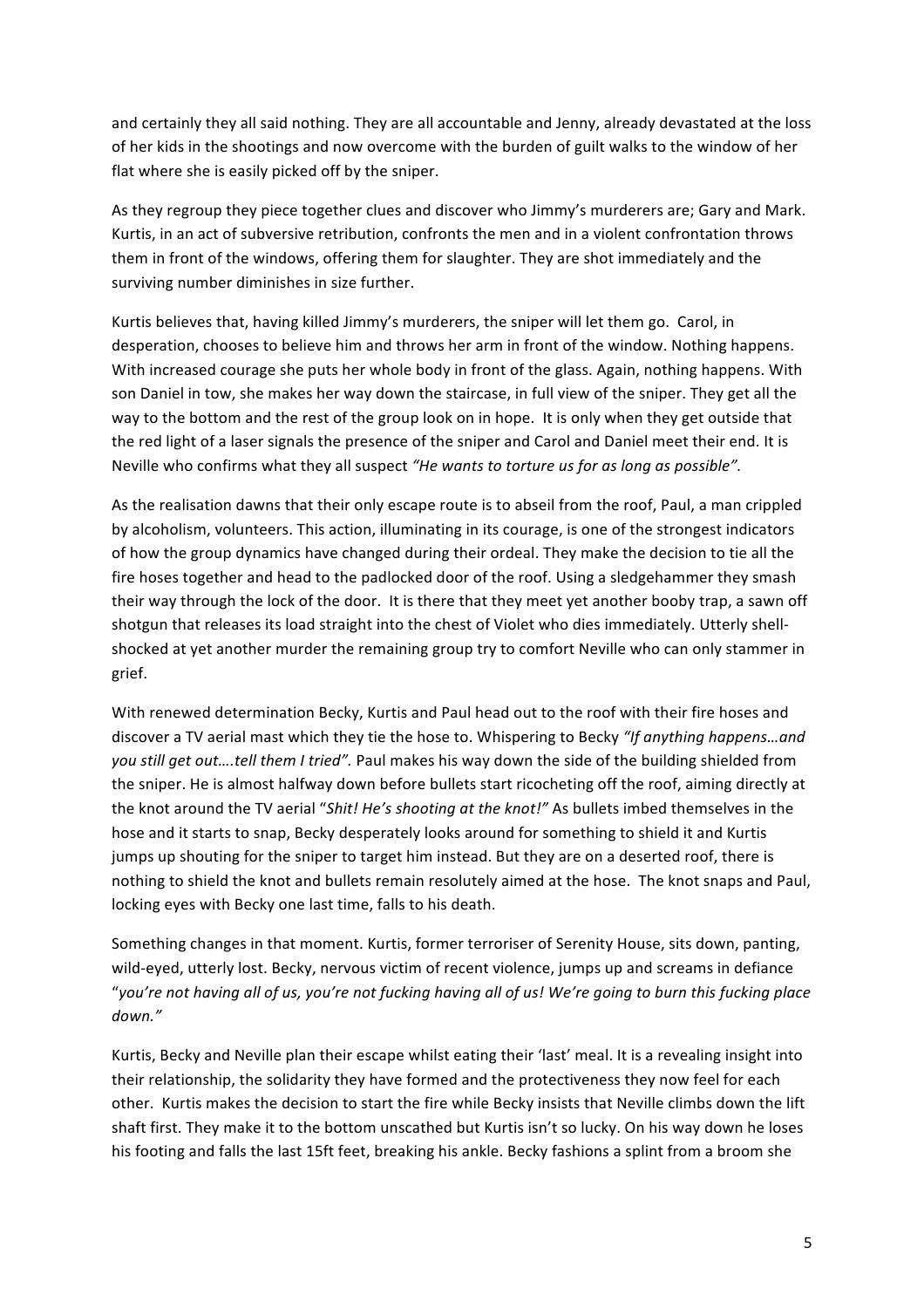and certainly they all said nothing. They are all accountable and Jenny, already devastated at the loss of her kids in the shootings and now overcome with the burden of guilt walks to the window of her flat where she is easily picked off by the sniper.

As they regroup they piece together clues and discover who Jimmy's murderers are; Gary and Mark. Kurtis, in an act of subversive retribution, confronts the men and in a violent confrontation throws them in front of the windows, offering them for slaughter. They are shot immediately and the surviving number diminishes in size further.

Kurtis believes that, having killed Jimmy's murderers, the sniper will let them go. Carol, in desperation, chooses to believe him and throws her arm in front of the window. Nothing happens. With increased courage she puts her whole body in front of the glass. Again, nothing happens. With son Daniel in tow, she makes her way down the staircase, in full view of the sniper. They get all the way to the bottom and the rest of the group look on in hope. It is only when they get outside that the red light of a laser signals the presence of the sniper and Carol and Daniel meet their end. It is Neville who confirms what they all suspect *"He wants to torture us for as long as possible".*

As the realisation dawns that their only escape route is to abseil from the roof, Paul, a man crippled by alcoholism, volunteers. This action, illuminating in its courage, is one of the strongest indicators of how the group dynamics have changed during their ordeal. They make the decision to tie all the fire hoses together and head to the padlocked door of the roof. Using a sledgehammer they smash their way through the lock of the door. It is there that they meet yet another booby trap, a sawn off shotgun that releases its load straight into the chest of Violet who dies immediately. Utterly shell-shocked at yet another murder the remaining group try to comfort Neville who can only stammer in grief.

With renewed determination Becky, Kurtis and Paul head out to the roof with their fire hoses and discover a TV aerial mast which they tie the hose to. Whispering to Becky *"If anything happens…and you still get out….tell them I tried".* Paul makes his way down the side of the building shielded from the sniper. He is almost halfway down before bullets start ricocheting off the roof, aiming directly at the knot around the TV aerial "*Shit! He's shooting at the knot!"* As bullets imbed themselves in the hose and it starts to snap, Becky desperately looks around for something to shield it and Kurtis jumps up shouting for the sniper to target him instead. But they are on a deserted roof, there is nothing to shield the knot and bullets remain resolutely aimed at the hose. The knot snaps and Paul, locking eyes with Becky one last time, falls to his death.

Something changes in that moment. Kurtis, former terroriser of Serenity House, sits down, panting, wild-eyed, utterly lost. Becky, nervous victim of recent violence, jumps up and screams in defiance "*you're not having all of us, you're not fucking having all of us! We're going to burn this fucking place down."*

Kurtis, Becky and Neville plan their escape whilst eating their 'last' meal. It is a revealing insight into their relationship, the solidarity they have formed and the protectiveness they now feel for each other. Kurtis makes the decision to start the fire while Becky insists that Neville climbs down the lift shaft first. They make it to the bottom unscathed but Kurtis isn't so lucky. On his way down he loses his footing and falls the last 15ft feet, breaking his ankle. Becky fashions a splint from a broom she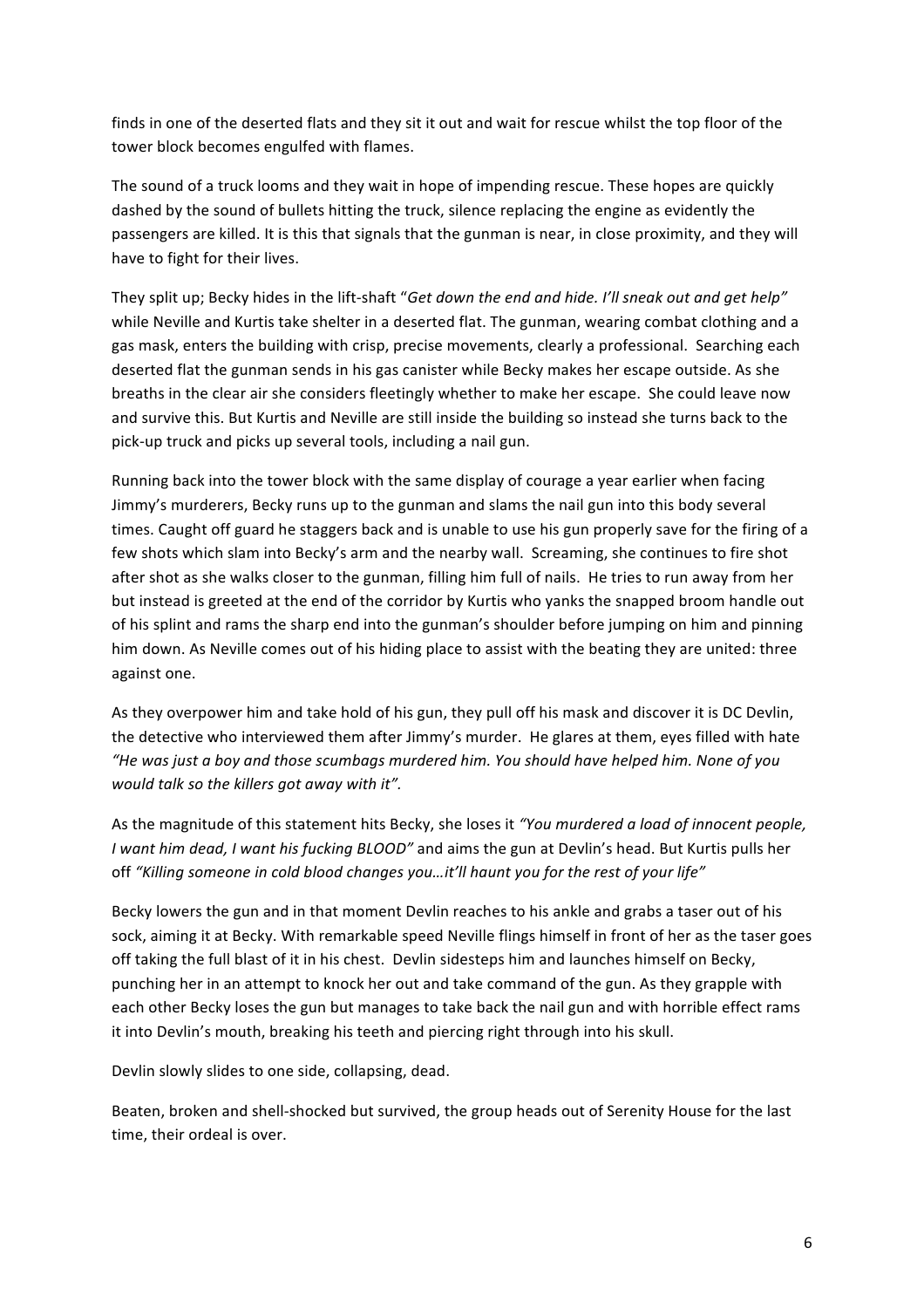finds in one of the deserted flats and they sit it out and wait for rescue whilst the top floor of the tower block becomes engulfed with flames.

The sound of a truck looms and they wait in hope of impending rescue. These hopes are quickly dashed by the sound of bullets hitting the truck, silence replacing the engine as evidently the passengers are killed. It is this that signals that the gunman is near, in close proximity, and they will have to fight for their lives.

They split up; Becky hides in the lift-shaft "*Get down the end and hide. I'll sneak out and get help"* while Neville and Kurtis take shelter in a deserted flat. The gunman, wearing combat clothing and a gas mask, enters the building with crisp, precise movements, clearly a professional. Searching each deserted flat the gunman sends in his gas canister while Becky makes her escape outside. As she breaths in the clear air she considers fleetingly whether to make her escape. She could leave now and survive this. But Kurtis and Neville are still inside the building so instead she turns back to the pick-up truck and picks up several tools, including a nail gun.

Running back into the tower block with the same display of courage a year earlier when facing Jimmy's murderers, Becky runs up to the gunman and slams the nail gun into this body several times. Caught off guard he staggers back and is unable to use his gun properly save for the firing of a few shots which slam into Becky's arm and the nearby wall. Screaming, she continues to fire shot after shot as she walks closer to the gunman, filling him full of nails. He tries to run away from her but instead is greeted at the end of the corridor by Kurtis who yanks the snapped broom handle out of his splint and rams the sharp end into the gunman's shoulder before jumping on him and pinning him down. As Neville comes out of his hiding place to assist with the beating they are united: three against one.

As they overpower him and take hold of his gun, they pull off his mask and discover it is DC Devlin, the detective who interviewed them after Jimmy's murder. He glares at them, eyes filled with hate *"He was just a boy and those scumbags murdered him. You should have helped him. None of you would talk so the killers got away with it".*

As the magnitude of this statement hits Becky, she loses it *"You murdered a load of innocent people, I want him dead, I want his fucking BLOOD"* and aims the gun at Devlin's head. But Kurtis pulls her off *"Killing someone in cold blood changes you…it'll haunt you for the rest of your life"*

Becky lowers the gun and in that moment Devlin reaches to his ankle and grabs a taser out of his sock, aiming it at Becky. With remarkable speed Neville flings himself in front of her as the taser goes off taking the full blast of it in his chest. Devlin sidesteps him and launches himself on Becky, punching her in an attempt to knock her out and take command of the gun. As they grapple with each other Becky loses the gun but manages to take back the nail gun and with horrible effect rams it into Devlin's mouth, breaking his teeth and piercing right through into his skull.

Devlin slowly slides to one side, collapsing, dead.

Beaten, broken and shell-shocked but survived, the group heads out of Serenity House for the last time, their ordeal is over.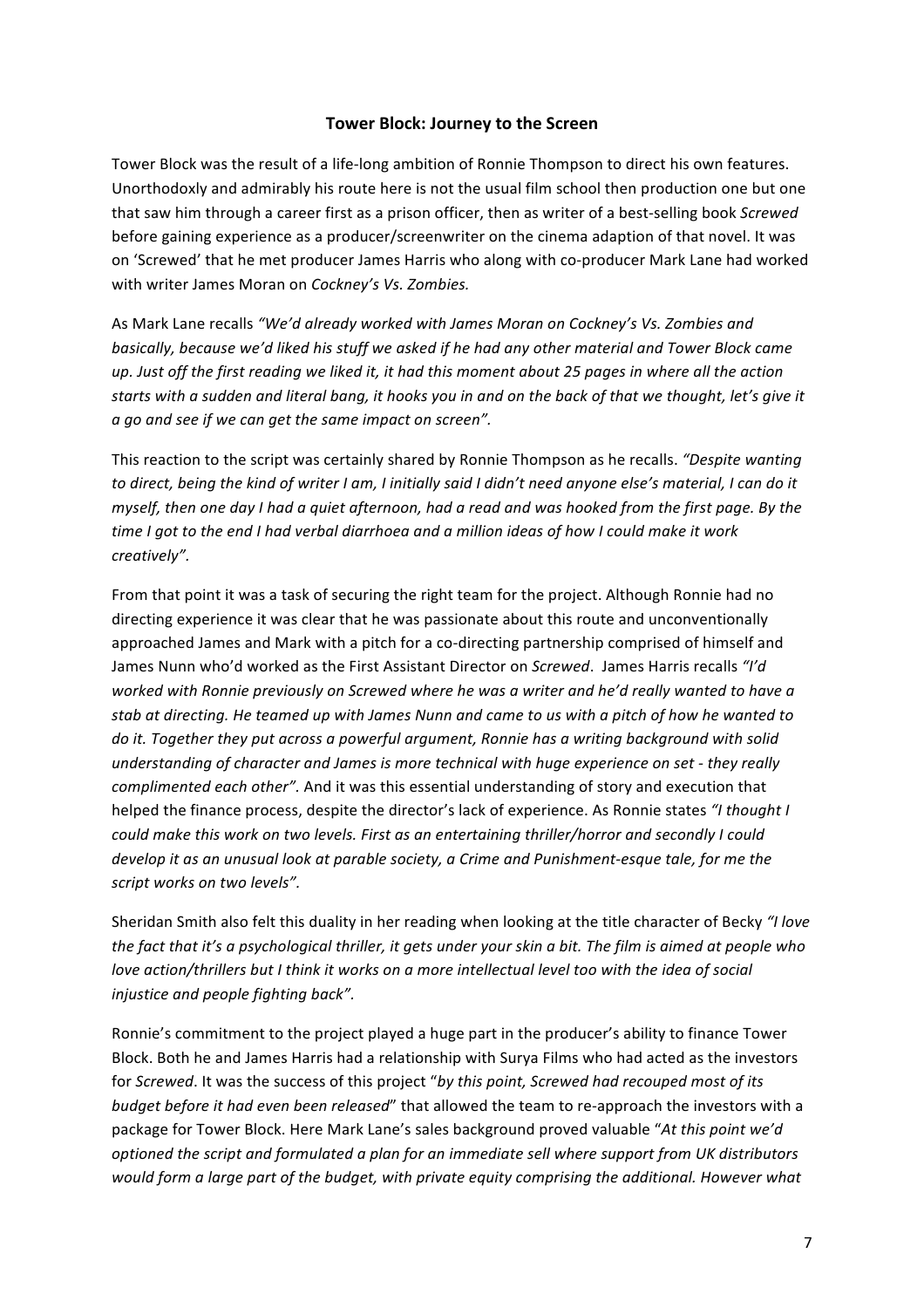**Tower Block: Journey to the Screen**

Tower Block was the result of a life-long ambition of Ronnie Thompson to direct his own features. Unorthodoxly and admirably his route here is not the usual film school then production one but one that saw him through a career first as a prison officer, then as writer of a best-selling book *Screwed* before gaining experience as a producer/screenwriter on the cinema adaption of that novel. It was on 'Screwed' that he met producer James Harris who along with co-producer Mark Lane had worked with writer James Moran on *Cockney's Vs. Zombies.*

As Mark Lane recalls *"We'd already worked with James Moran on Cockney's Vs. Zombies and basically, because we'd liked his stuff we asked if he had any other material and Tower Block came up. Just off the first reading we liked it, it had this moment about 25 pages in where all the action starts with a sudden and literal bang, it hooks you in and on the back of that we thought, let's give it a go and see if we can get the same impact on screen".*

This reaction to the script was certainly shared by Ronnie Thompson as he recalls. *"Despite wanting to direct, being the kind of writer I am, I initially said I didn't need anyone else's material, I can do it myself, then one day I had a quiet afternoon, had a read and was hooked from the first page. By the time I got to the end I had verbal diarrhoea and a million ideas of how I could make it work creatively".*

From that point it was a task of securing the right team for the project. Although Ronnie had no directing experience it was clear that he was passionate about this route and unconventionally approached James and Mark with a pitch for a co-directing partnership comprised of himself and James Nunn who'd worked as the First Assistant Director on *Screwed*. James Harris recalls *"I'd worked with Ronnie previously on Screwed where he was a writer and he'd really wanted to have a stab at directing. He teamed up with James Nunn and came to us with a pitch of how he wanted to do it. Together they put across a powerful argument, Ronnie has a writing background with solid understanding of character and James is more technical with huge experience on set - they really complimented each other".* And it was this essential understanding of story and execution that helped the finance process, despite the director's lack of experience. As Ronnie states *"I thought I could make this work on two levels. First as an entertaining thriller/horror and secondly I could develop it as an unusual look at parable society, a Crime and Punishment-esque tale, for me the script works on two levels".*

Sheridan Smith also felt this duality in her reading when looking at the title character of Becky *"I love the fact that it's a psychological thriller, it gets under your skin a bit. The film is aimed at people who love action/thrillers but I think it works on a more intellectual level too with the idea of social injustice and people fighting back".*

Ronnie's commitment to the project played a huge part in the producer's ability to finance Tower Block. Both he and James Harris had a relationship with Surya Films who had acted as the investors for *Screwed*. It was the success of this project "*by this point, Screwed had recouped most of its budget before it had even been released*" that allowed the team to re-approach the investors with a package for Tower Block. Here Mark Lane's sales background proved valuable "*At this point we'd optioned the script and formulated a plan for an immediate sell where support from UK distributors would form a large part of the budget, with private equity comprising the additional. However what*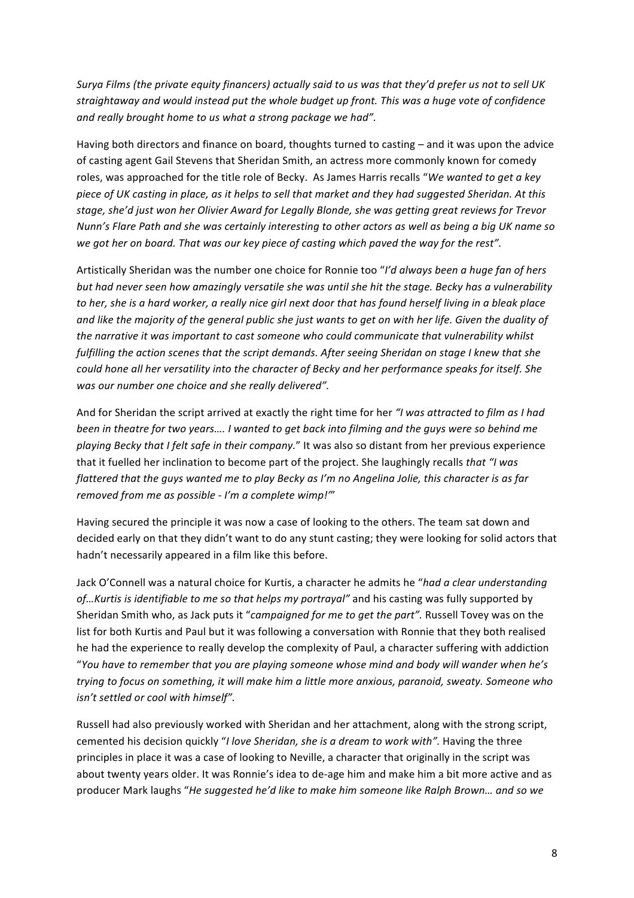*Surya Films (the private equity financers) actually said to us was that they'd prefer us not to sell UK straightaway and would instead put the whole budget up front. This was a huge vote of confidence and really brought home to us what a strong package we had".*

Having both directors and finance on board, thoughts turned to casting – and it was upon the advice of casting agent Gail Stevens that Sheridan Smith, an actress more commonly known for comedy roles, was approached for the title role of Becky. As James Harris recalls "*We wanted to get a key piece of UK casting in place, as it helps to sell that market and they had suggested Sheridan. At this stage, she'd just won her Olivier Award for Legally Blonde, she was getting great reviews for Trevor Nunn's Flare Path and she was certainly interesting to other actors as well as being a big UK name so we got her on board. That was our key piece of casting which paved the way for the rest".*

Artistically Sheridan was the number one choice for Ronnie too "*I'd always been a huge fan of hers but had never seen how amazingly versatile she was until she hit the stage. Becky has a vulnerability to her, she is a hard worker, a really nice girl next door that has found herself living in a bleak place and like the majority of the general public she just wants to get on with her life. Given the duality of the narrative it was important to cast someone who could communicate that vulnerability whilst fulfilling the action scenes that the script demands. After seeing Sheridan on stage I knew that she could hone all her versatility into the character of Becky and her performance speaks for itself. She was our number one choice and she really delivered".*

And for Sheridan the script arrived at exactly the right time for her *"I was attracted to film as I had been in theatre for two years…. I wanted to get back into filming and the guys were so behind me playing Becky that I felt safe in their company.*" It was also so distant from her previous experience that it fuelled her inclination to become part of the project. She laughingly recalls *that "I was flattered that the guys wanted me to play Becky as I'm no Angelina Jolie, this character is as far removed from me as possible - I'm a complete wimp!'"*

Having secured the principle it was now a case of looking to the others. The team sat down and decided early on that they didn't want to do any stunt casting; they were looking for solid actors that hadn't necessarily appeared in a film like this before.

Jack O'Connell was a natural choice for Kurtis, a character he admits he "*had a clear understanding of…Kurtis is identifiable to me so that helps my portrayal"* and his casting was fully supported by Sheridan Smith who, as Jack puts it "*campaigned for me to get the part".* Russell Tovey was on the list for both Kurtis and Paul but it was following a conversation with Ronnie that they both realised he had the experience to really develop the complexity of Paul, a character suffering with addiction "*You have to remember that you are playing someone whose mind and body will wander when he's trying to focus on something, it will make him a little more anxious, paranoid, sweaty. Someone who isn't settled or cool with himself".*

Russell had also previously worked with Sheridan and her attachment, along with the strong script, cemented his decision quickly "*I love Sheridan, she is a dream to work with".* Having the three principles in place it was a case of looking to Neville, a character that originally in the script was about twenty years older. It was Ronnie's idea to de-age him and make him a bit more active and as producer Mark laughs "*He suggested he'd like to make him someone like Ralph Brown… and so we*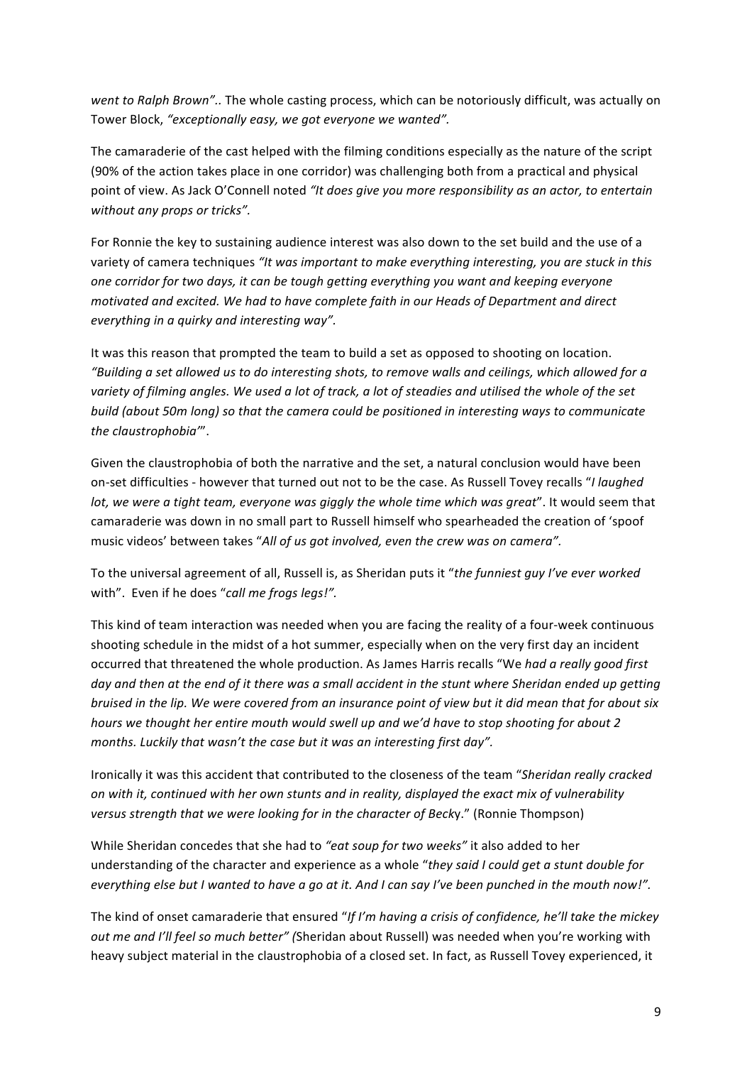*went to Ralph Brown"..* The whole casting process, which can be notoriously difficult, was actually on Tower Block, *"exceptionally easy, we got everyone we wanted".*

The camaraderie of the cast helped with the filming conditions especially as the nature of the script (90% of the action takes place in one corridor) was challenging both from a practical and physical point of view. As Jack O'Connell noted *"It does give you more responsibility as an actor, to entertain without any props or tricks".*

For Ronnie the key to sustaining audience interest was also down to the set build and the use of a variety of camera techniques *"It was important to make everything interesting, you are stuck in this one corridor for two days, it can be tough getting everything you want and keeping everyone motivated and excited. We had to have complete faith in our Heads of Department and direct everything in a quirky and interesting way".*

It was this reason that prompted the team to build a set as opposed to shooting on location. *"Building a set allowed us to do interesting shots, to remove walls and ceilings, which allowed for a variety of filming angles. We used a lot of track, a lot of steadies and utilised the whole of the set build (about 50m long) so that the camera could be positioned in interesting ways to communicate the claustrophobia"*'.

Given the claustrophobia of both the narrative and the set, a natural conclusion would have been on-set difficulties - however that turned out not to be the case. As Russell Tovey recalls "*I laughed lot, we were a tight team, everyone was giggly the whole time which was great*". It would seem that camaraderie was down in no small part to Russell himself who spearheaded the creation of 'spoof music videos' between takes "*All of us got involved, even the crew was on camera".*

To the universal agreement of all, Russell is, as Sheridan puts it "*the funniest guy I've ever worked* with". Even if he does "*call me frogs legs!".*

This kind of team interaction was needed when you are facing the reality of a four-week continuous shooting schedule in the midst of a hot summer, especially when on the very first day an incident occurred that threatened the whole production. As James Harris recalls "We *had a really good first day and then at the end of it there was a small accident in the stunt where Sheridan ended up getting bruised in the lip. We were covered from an insurance point of view but it did mean that for about six hours we thought her entire mouth would swell up and we'd have to stop shooting for about 2 months. Luckily that wasn't the case but it was an interesting first day".*

Ironically it was this accident that contributed to the closeness of the team "*Sheridan really cracked on with it, continued with her own stunts and in reality, displayed the exact mix of vulnerability versus strength that we were looking for in the character of Beck*y." (Ronnie Thompson)

While Sheridan concedes that she had to *"eat soup for two weeks"* it also added to her understanding of the character and experience as a whole "*they said I could get a stunt double for everything else but I wanted to have a go at it. And I can say I've been punched in the mouth now!"*.

The kind of onset camaraderie that ensured "*If I'm having a crisis of confidence, he'll take the mickey out me and I'll feel so much better" (*Sheridan about Russell) was needed when you're working with heavy subject material in the claustrophobia of a closed set. In fact, as Russell Tovey experienced, it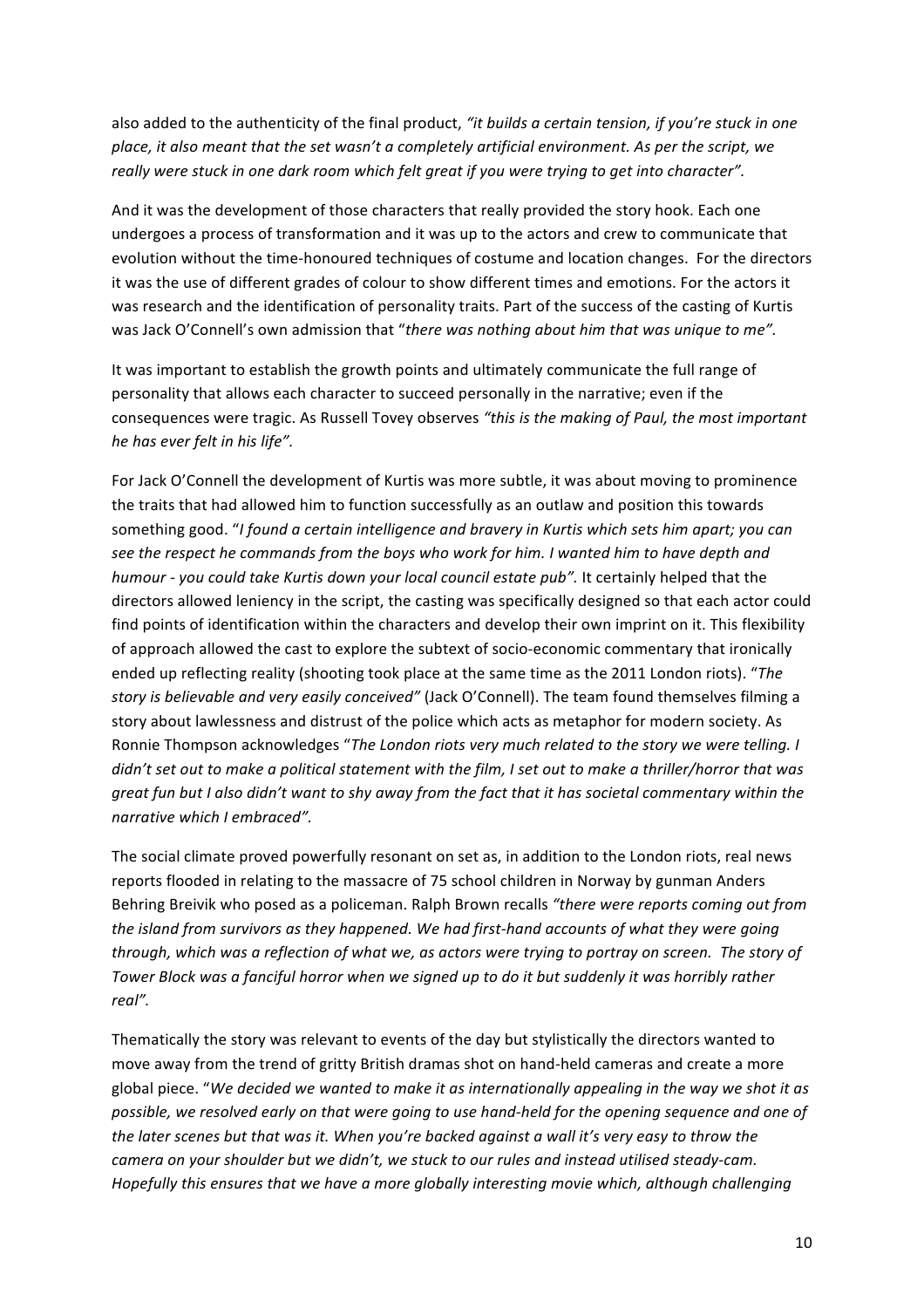also added to the authenticity of the final product, *"it builds a certain tension, if you're stuck in one place, it also meant that the set wasn't a completely artificial environment. As per the script, we really were stuck in one dark room which felt great if you were trying to get into character".*

And it was the development of those characters that really provided the story hook. Each one undergoes a process of transformation and it was up to the actors and crew to communicate that evolution without the time-honoured techniques of costume and location changes. For the directors it was the use of different grades of colour to show different times and emotions. For the actors it was research and the identification of personality traits. Part of the success of the casting of Kurtis was Jack O'Connell's own admission that "*there was nothing about him that was unique to me".*

It was important to establish the growth points and ultimately communicate the full range of personality that allows each character to succeed personally in the narrative; even if the consequences were tragic. As Russell Tovey observes *"this is the making of Paul, the most important he has ever felt in his life".*

For Jack O'Connell the development of Kurtis was more subtle, it was about moving to prominence the traits that had allowed him to function successfully as an outlaw and position this towards something good. "*I found a certain intelligence and bravery in Kurtis which sets him apart; you can see the respect he commands from the boys who work for him. I wanted him to have depth and humour - you could take Kurtis down your local council estate pub".* It certainly helped that the directors allowed leniency in the script, the casting was specifically designed so that each actor could find points of identification within the characters and develop their own imprint on it. This flexibility of approach allowed the cast to explore the subtext of socio-economic commentary that ironically ended up reflecting reality (shooting took place at the same time as the 2011 London riots). "*The story is believable and very easily conceived"* (Jack O'Connell). The team found themselves filming a story about lawlessness and distrust of the police which acts as metaphor for modern society. As Ronnie Thompson acknowledges "*The London riots very much related to the story we were telling. I didn't set out to make a political statement with the film, I set out to make a thriller/horror that was great fun but I also didn't want to shy away from the fact that it has societal commentary within the narrative which I embraced".*

The social climate proved powerfully resonant on set as, in addition to the London riots, real news reports flooded in relating to the massacre of 75 school children in Norway by gunman Anders Behring Breivik who posed as a policeman. Ralph Brown recalls *"there were reports coming out from the island from survivors as they happened. We had first-hand accounts of what they were going through, which was a reflection of what we, as actors were trying to portray on screen. The story of Tower Block was a fanciful horror when we signed up to do it but suddenly it was horribly rather real".*

Thematically the story was relevant to events of the day but stylistically the directors wanted to move away from the trend of gritty British dramas shot on hand-held cameras and create a more global piece. "*We decided we wanted to make it as internationally appealing in the way we shot it as possible, we resolved early on that were going to use hand-held for the opening sequence and one of the later scenes but that was it. When you're backed against a wall it's very easy to throw the camera on your shoulder but we didn't, we stuck to our rules and instead utilised steady-cam. Hopefully this ensures that we have a more globally interesting movie which, although challenging*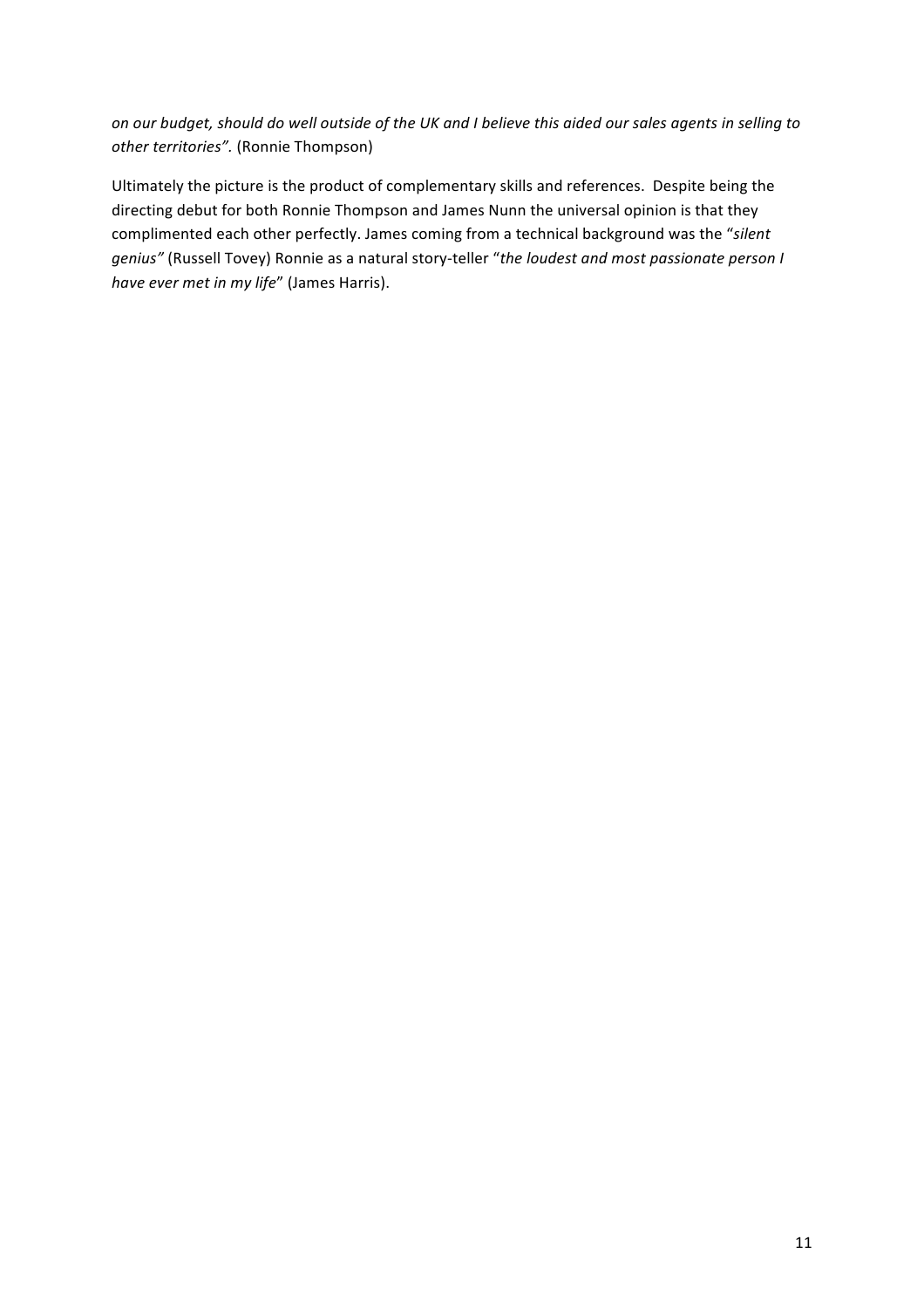*on our budget, should do well outside of the UK and I believe this aided our sales agents in selling to other territories".* (Ronnie Thompson)

Ultimately the picture is the product of complementary skills and references. Despite being the directing debut for both Ronnie Thompson and James Nunn the universal opinion is that they complimented each other perfectly. James coming from a technical background was the "*silent genius"* (Russell Tovey) Ronnie as a natural story-teller "*the loudest and most passionate person I have ever met in my life*" (James Harris).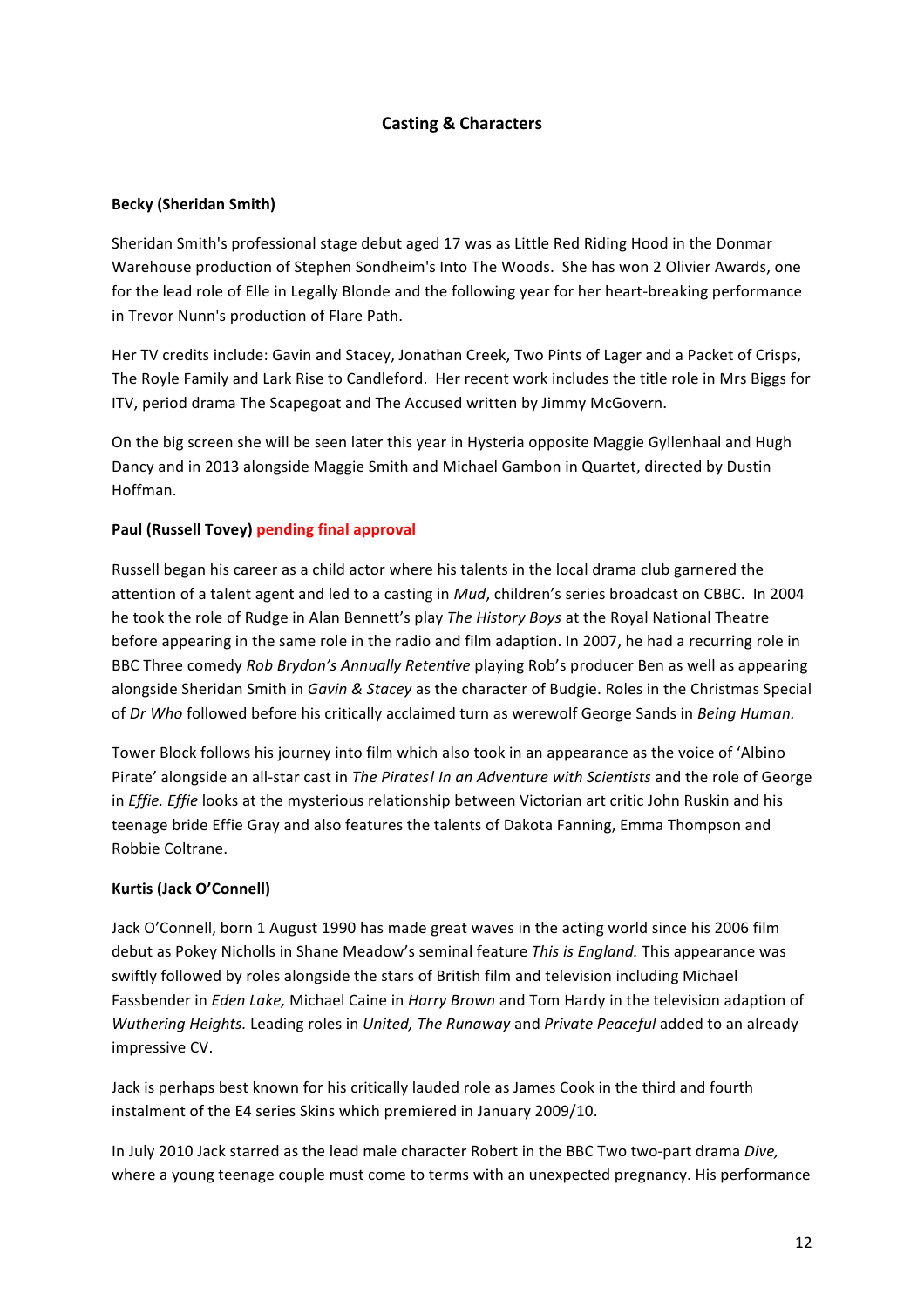## Casting & Characters

**Becky (Sheridan Smith)**

Sheridan Smith's professional stage debut aged 17 was as Little Red Riding Hood in the Donmar Warehouse production of Stephen Sondheim's Into The Woods. She has won 2 Olivier Awards, one for the lead role of Elle in Legally Blonde and the following year for her heart-breaking performance in Trevor Nunn's production of Flare Path.

Her TV credits include: Gavin and Stacey, Jonathan Creek, Two Pints of Lager and a Packet of Crisps, The Royle Family and Lark Rise to Candleford. Her recent work includes the title role in Mrs Biggs for ITV, period drama The Scapegoat and The Accused written by Jimmy McGovern.

On the big screen she will be seen later this year in Hysteria opposite Maggie Gyllenhaal and Hugh Dancy and in 2013 alongside Maggie Smith and Michael Gambon in Quartet, directed by Dustin Hoffman.

**Paul (Russell Tovey) pending final approval**

Russell began his career as a child actor where his talents in the local drama club garnered the attention of a talent agent and led to a casting in *Mud*, children's series broadcast on CBBC. In 2004 he took the role of Rudge in Alan Bennett's play *The History Boys* at the Royal National Theatre before appearing in the same role in the radio and film adaption. In 2007, he had a recurring role in BBC Three comedy *Rob Brydon's Annually Retentive* playing Rob's producer Ben as well as appearing alongside Sheridan Smith in *Gavin & Stacey* as the character of Budgie. Roles in the Christmas Special of *Dr Who* followed before his critically acclaimed turn as werewolf George Sands in *Being Human.*

Tower Block follows his journey into film which also took in an appearance as the voice of 'Albino Pirate' alongside an all-star cast in *The Pirates! In an Adventure with Scientists* and the role of George in *Effie. Effie* looks at the mysterious relationship between Victorian art critic John Ruskin and his teenage bride Effie Gray and also features the talents of Dakota Fanning, Emma Thompson and Robbie Coltrane.

**Kurtis (Jack O'Connell)**

Jack O'Connell, born 1 August 1990 has made great waves in the acting world since his 2006 film debut as Pokey Nicholls in Shane Meadow's seminal feature *This is England.* This appearance was swiftly followed by roles alongside the stars of British film and television including Michael Fassbender in *Eden Lake,* Michael Caine in *Harry Brown* and Tom Hardy in the television adaption of *Wuthering Heights.* Leading roles in *United, The Runaway* and *Private Peaceful* added to an already impressive CV.

Jack is perhaps best known for his critically lauded role as James Cook in the third and fourth instalment of the E4 series Skins which premiered in January 2009/10.

In July 2010 Jack starred as the lead male character Robert in the BBC Two two-part drama *Dive,* where a young teenage couple must come to terms with an unexpected pregnancy. His performance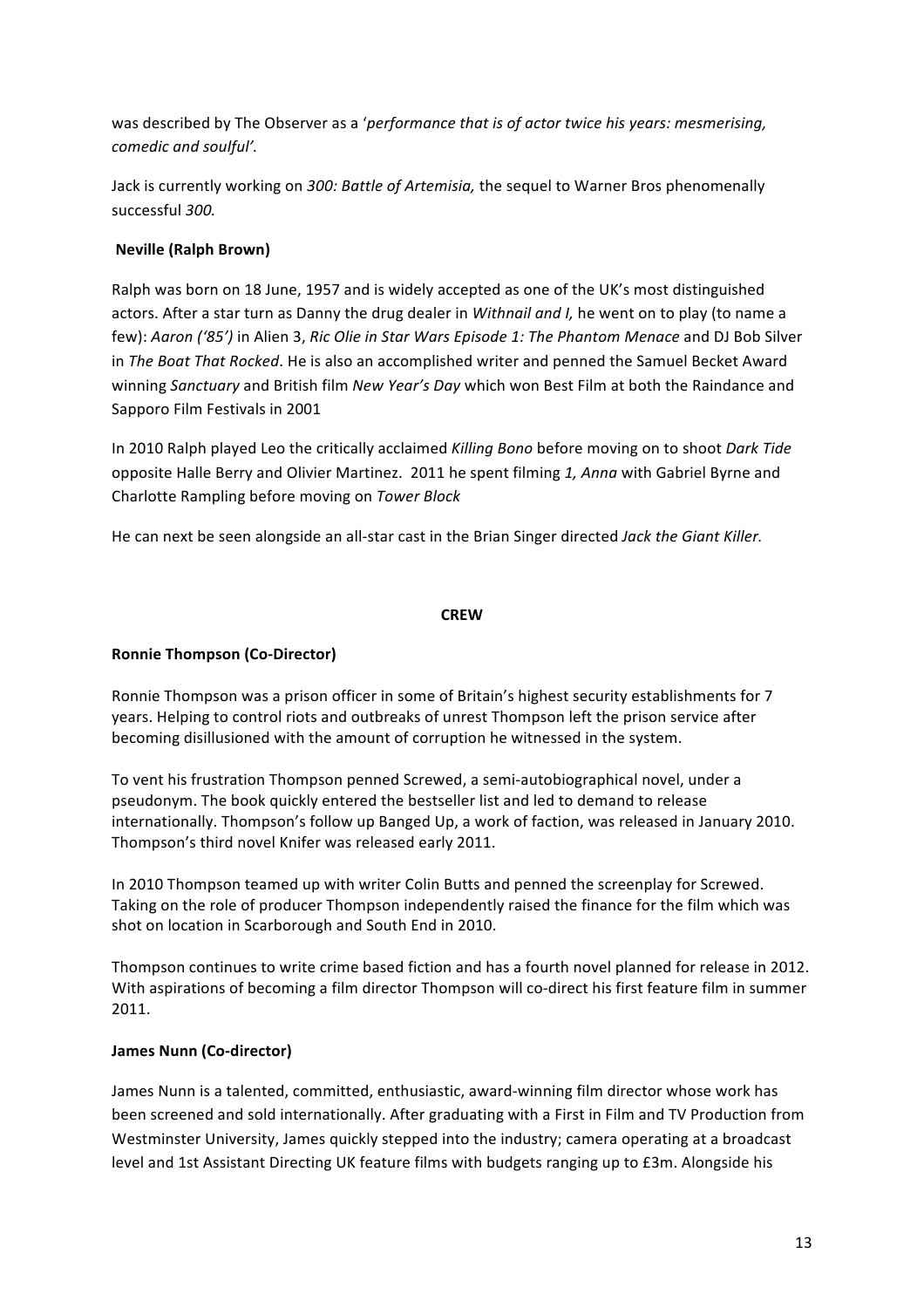was described by The Observer as a '*performance that is of actor twice his years: mesmerising, comedic and soulful'*.

Jack is currently working on *300: Battle of Artemisia,* the sequel to Warner Bros phenomenally successful *300.*

**Neville (Ralph Brown)**

Ralph was born on 18 June, 1957 and is widely accepted as one of the UK's most distinguished actors. After a star turn as Danny the drug dealer in *Withnail and I,* he went on to play (to name a few): *Aaron ('85')* in Alien 3, *Ric Olie in Star Wars Episode 1: The Phantom Menace* and DJ Bob Silver in *The Boat That Rocked*. He is also an accomplished writer and penned the Samuel Becket Award winning *Sanctuary* and British film *New Year's Day* which won Best Film at both the Raindance and Sapporo Film Festivals in 2001

In 2010 Ralph played Leo the critically acclaimed *Killing Bono* before moving on to shoot *Dark Tide* opposite Halle Berry and Olivier Martinez. 2011 he spent filming *1, Anna* with Gabriel Byrne and Charlotte Rampling before moving on *Tower Block*

He can next be seen alongside an all-star cast in the Brian Singer directed *Jack the Giant Killer.*

## CREW

**Ronnie Thompson (Co-Director)**

Ronnie Thompson was a prison officer in some of Britain's highest security establishments for 7 years. Helping to control riots and outbreaks of unrest Thompson left the prison service after becoming disillusioned with the amount of corruption he witnessed in the system.

To vent his frustration Thompson penned Screwed, a semi-autobiographical novel, under a pseudonym. The book quickly entered the bestseller list and led to demand to release internationally. Thompson's follow up Banged Up, a work of faction, was released in January 2010. Thompson's third novel Knifer was released early 2011.

In 2010 Thompson teamed up with writer Colin Butts and penned the screenplay for Screwed. Taking on the role of producer Thompson independently raised the finance for the film which was shot on location in Scarborough and South End in 2010.

Thompson continues to write crime based fiction and has a fourth novel planned for release in 2012. With aspirations of becoming a film director Thompson will co-direct his first feature film in summer 2011.

**James Nunn (Co-director)**

James Nunn is a talented, committed, enthusiastic, award-winning film director whose work has been screened and sold internationally. After graduating with a First in Film and TV Production from Westminster University, James quickly stepped into the industry; camera operating at a broadcast level and 1st Assistant Directing UK feature films with budgets ranging up to £3m. Alongside his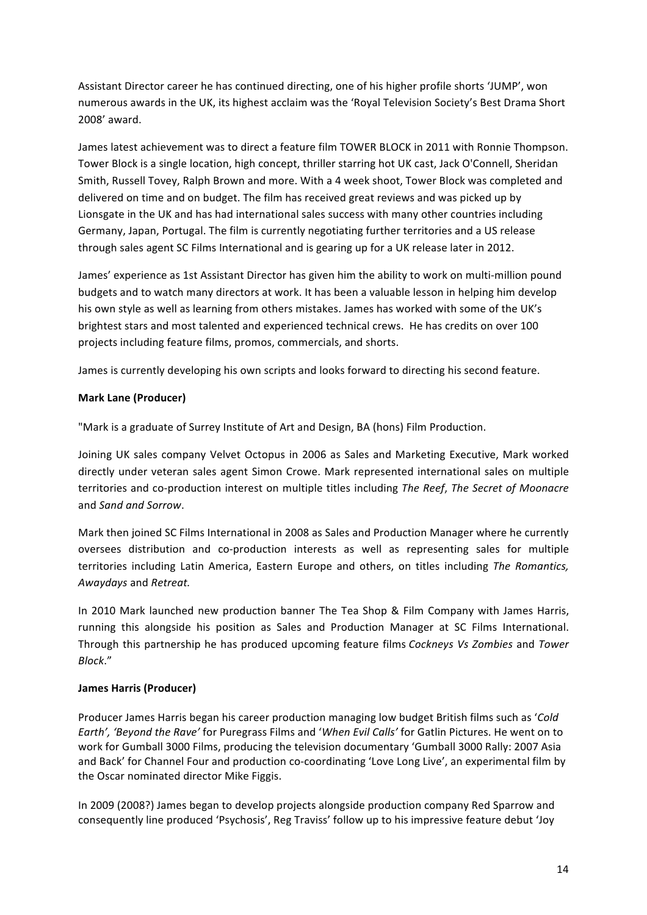Assistant Director career he has continued directing, one of his higher profile shorts 'JUMP', won numerous awards in the UK, its highest acclaim was the 'Royal Television Society's Best Drama Short 2008' award.

James latest achievement was to direct a feature film TOWER BLOCK in 2011 with Ronnie Thompson. Tower Block is a single location, high concept, thriller starring hot UK cast, Jack O'Connell, Sheridan Smith, Russell Tovey, Ralph Brown and more. With a 4 week shoot, Tower Block was completed and delivered on time and on budget. The film has received great reviews and was picked up by Lionsgate in the UK and has had international sales success with many other countries including Germany, Japan, Portugal. The film is currently negotiating further territories and a US release through sales agent SC Films International and is gearing up for a UK release later in 2012.

James' experience as 1st Assistant Director has given him the ability to work on multi-million pound budgets and to watch many directors at work. It has been a valuable lesson in helping him develop his own style as well as learning from others mistakes. James has worked with some of the UK's brightest stars and most talented and experienced technical crews. He has credits on over 100 projects including feature films, promos, commercials, and shorts.

James is currently developing his own scripts and looks forward to directing his second feature.

**Mark Lane (Producer)**

"Mark is a graduate of Surrey Institute of Art and Design, BA (hons) Film Production.

Joining UK sales company Velvet Octopus in 2006 as Sales and Marketing Executive, Mark worked directly under veteran sales agent Simon Crowe. Mark represented international sales on multiple territories and co-production interest on multiple titles including *The Reef*, *The Secret of Moonacre* and *Sand and Sorrow*.

Mark then joined SC Films International in 2008 as Sales and Production Manager where he currently oversees distribution and co-production interests as well as representing sales for multiple territories including Latin America, Eastern Europe and others, on titles including *The Romantics, Awaydays* and *Retreat.*

In 2010 Mark launched new production banner The Tea Shop & Film Company with James Harris, running this alongside his position as Sales and Production Manager at SC Films International. Through this partnership he has produced upcoming feature films *Cockneys Vs Zombies* and *Tower Block*."

**James Harris (Producer)**

Producer James Harris began his career production managing low budget British films such as '*Cold Earth', 'Beyond the Rave'* for Puregrass Films and '*When Evil Calls'* for Gatlin Pictures. He went on to work for Gumball 3000 Films, producing the television documentary 'Gumball 3000 Rally: 2007 Asia and Back' for Channel Four and production co-coordinating 'Love Long Live', an experimental film by the Oscar nominated director Mike Figgis.

In 2009 (2008?) James began to develop projects alongside production company Red Sparrow and consequently line produced 'Psychosis', Reg Traviss' follow up to his impressive feature debut 'Joy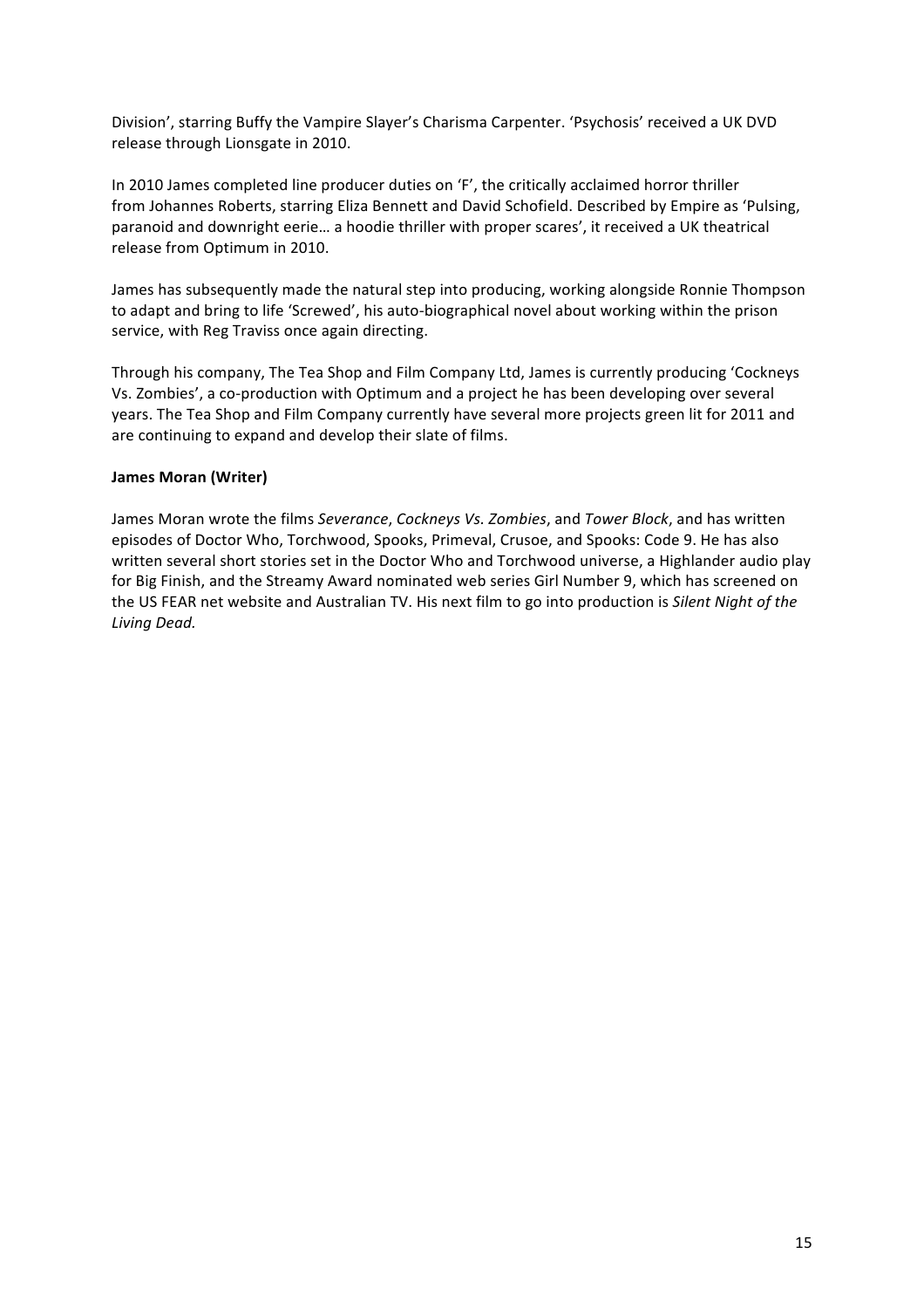Division', starring Buffy the Vampire Slayer's Charisma Carpenter. 'Psychosis' received a UK DVD release through Lionsgate in 2010.

In 2010 James completed line producer duties on 'F', the critically acclaimed horror thriller from Johannes Roberts, starring Eliza Bennett and David Schofield. Described by Empire as 'Pulsing, paranoid and downright eerie… a hoodie thriller with proper scares', it received a UK theatrical release from Optimum in 2010.

James has subsequently made the natural step into producing, working alongside Ronnie Thompson to adapt and bring to life 'Screwed', his auto-biographical novel about working within the prison service, with Reg Traviss once again directing.

Through his company, The Tea Shop and Film Company Ltd, James is currently producing 'Cockneys Vs. Zombies', a co-production with Optimum and a project he has been developing over several years. The Tea Shop and Film Company currently have several more projects green lit for 2011 and are continuing to expand and develop their slate of films.

**James Moran (Writer)**

James Moran wrote the films *Severance*, *Cockneys Vs. Zombies*, and *Tower Block*, and has written episodes of Doctor Who, Torchwood, Spooks, Primeval, Crusoe, and Spooks: Code 9. He has also written several short stories set in the Doctor Who and Torchwood universe, a Highlander audio play for Big Finish, and the Streamy Award nominated web series Girl Number 9, which has screened on the US FEAR net website and Australian TV. His next film to go into production is *Silent Night of the Living Dead.*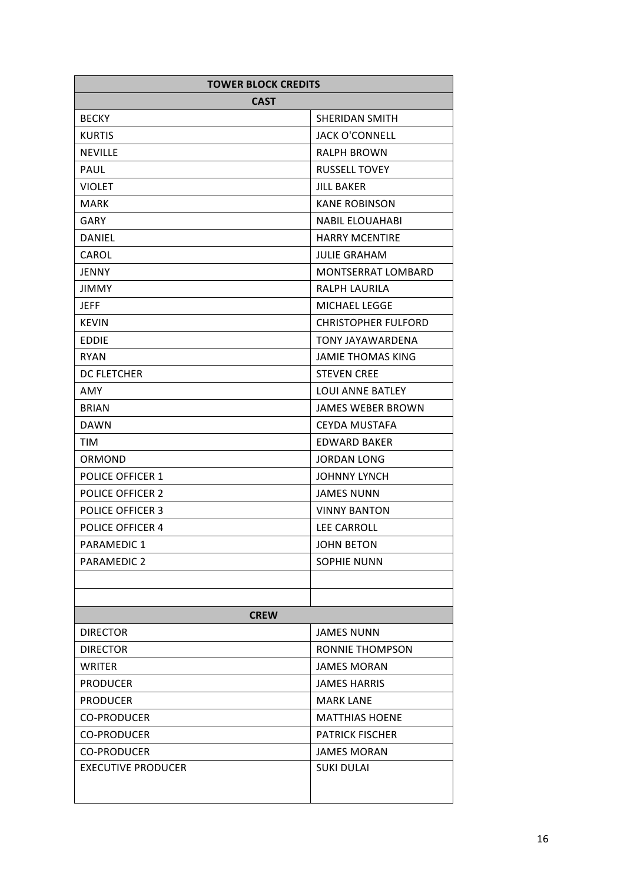| TOWER BLOCK CREDITS | |
|---|---|
| **CAST** | |
| BECKY | SHERIDAN SMITH |
| KURTIS | JACK O'CONNELL |
| NEVILLE | RALPH BROWN |
| PAUL | RUSSELL TOVEY |
| VIOLET | JILL BAKER |
| MARK | KANE ROBINSON |
| GARY | NABIL ELOUAHABI |
| DANIEL | HARRY MCENTIRE |
| CAROL | JULIE GRAHAM |
| JENNY | MONTSERRAT LOMBARD |
| JIMMY | RALPH LAURILA |
| JEFF | MICHAEL LEGGE |
| KEVIN | CHRISTOPHER FULFORD |
| EDDIE | TONY JAYAWARDENA |
| RYAN | JAMIE THOMAS KING |
| DC FLETCHER | STEVEN CREE |
| AMY | LOUI ANNE BATLEY |
| BRIAN | JAMES WEBER BROWN |
| DAWN | CEYDA MUSTAFA |
| TIM | EDWARD BAKER |
| ORMOND | JORDAN LONG |
| POLICE OFFICER 1 | JOHNNY LYNCH |
| POLICE OFFICER 2 | JAMES NUNN |
| POLICE OFFICER 3 | VINNY BANTON |
| POLICE OFFICER 4 | LEE CARROLL |
| PARAMEDIC 1 | JOHN BETON |
| PARAMEDIC 2 | SOPHIE NUNN |
| | |
| | |
| **CREW** | |
| DIRECTOR | JAMES NUNN |
| DIRECTOR | RONNIE THOMPSON |
| WRITER | JAMES MORAN |
| PRODUCER | JAMES HARRIS |
| PRODUCER | MARK LANE |
| CO-PRODUCER | MATTHIAS HOENE |
| CO-PRODUCER | PATRICK FISCHER |
| CO-PRODUCER | JAMES MORAN |
| EXECUTIVE PRODUCER | SUKI DULAI |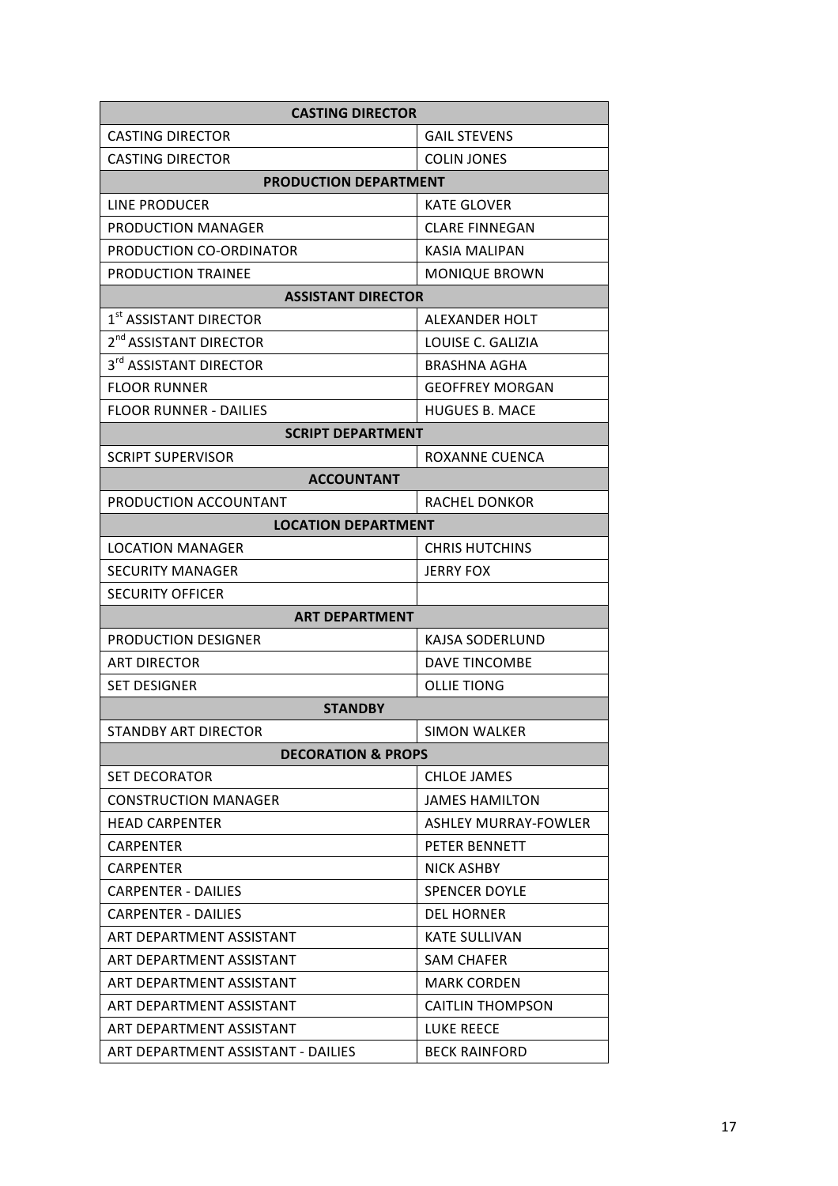| CASTING DIRECTOR | |
|---|---|
| CASTING DIRECTOR | GAIL STEVENS |
| CASTING DIRECTOR | COLIN JONES |
| **PRODUCTION DEPARTMENT** | |
| LINE PRODUCER | KATE GLOVER |
| PRODUCTION MANAGER | CLARE FINNEGAN |
| PRODUCTION CO-ORDINATOR | KASIA MALIPAN |
| PRODUCTION TRAINEE | MONIQUE BROWN |
| **ASSISTANT DIRECTOR** | |
| 1st ASSISTANT DIRECTOR | ALEXANDER HOLT |
| 2nd ASSISTANT DIRECTOR | LOUISE C. GALIZIA |
| 3rd ASSISTANT DIRECTOR | BRASHNA AGHA |
| FLOOR RUNNER | GEOFFREY MORGAN |
| FLOOR RUNNER - DAILIES | HUGUES B. MACE |
| **SCRIPT DEPARTMENT** | |
| SCRIPT SUPERVISOR | ROXANNE CUENCA |
| **ACCOUNTANT** | |
| PRODUCTION ACCOUNTANT | RACHEL DONKOR |
| **LOCATION DEPARTMENT** | |
| LOCATION MANAGER | CHRIS HUTCHINS |
| SECURITY MANAGER | JERRY FOX |
| SECURITY OFFICER | |
| **ART DEPARTMENT** | |
| PRODUCTION DESIGNER | KAJSA SODERLUND |
| ART DIRECTOR | DAVE TINCOMBE |
| SET DESIGNER | OLLIE TIONG |
| **STANDBY** | |
| STANDBY ART DIRECTOR | SIMON WALKER |
| **DECORATION & PROPS** | |
| SET DECORATOR | CHLOE JAMES |
| CONSTRUCTION MANAGER | JAMES HAMILTON |
| HEAD CARPENTER | ASHLEY MURRAY-FOWLER |
| CARPENTER | PETER BENNETT |
| CARPENTER | NICK ASHBY |
| CARPENTER - DAILIES | SPENCER DOYLE |
| CARPENTER - DAILIES | DEL HORNER |
| ART DEPARTMENT ASSISTANT | KATE SULLIVAN |
| ART DEPARTMENT ASSISTANT | SAM CHAFER |
| ART DEPARTMENT ASSISTANT | MARK CORDEN |
| ART DEPARTMENT ASSISTANT | CAITLIN THOMPSON |
| ART DEPARTMENT ASSISTANT | LUKE REECE |
| ART DEPARTMENT ASSISTANT - DAILIES | BECK RAINFORD |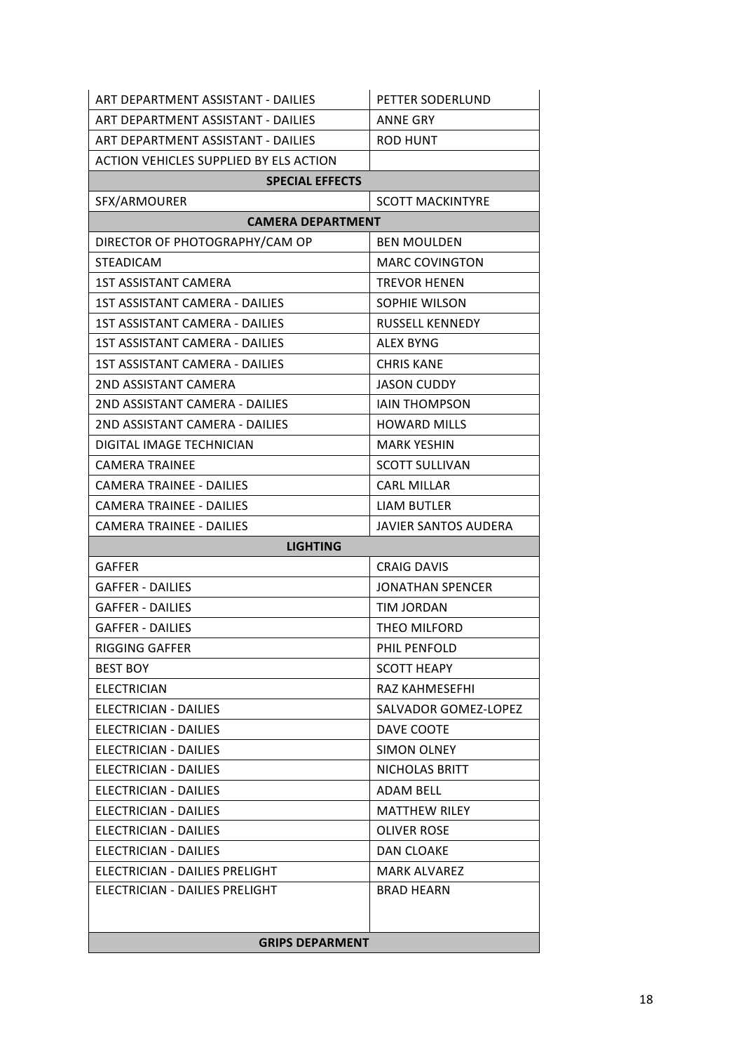| | |
|---|---|
| ART DEPARTMENT ASSISTANT - DAILIES | PETTER SODERLUND |
| ART DEPARTMENT ASSISTANT - DAILIES | ANNE GRY |
| ART DEPARTMENT ASSISTANT - DAILIES | ROD HUNT |
| ACTION VEHICLES SUPPLIED BY ELS ACTION | |
| **SPECIAL EFFECTS** | |
| SFX/ARMOURER | SCOTT MACKINTYRE |
| **CAMERA DEPARTMENT** | |
| DIRECTOR OF PHOTOGRAPHY/CAM OP | BEN MOULDEN |
| STEADICAM | MARC COVINGTON |
| 1ST ASSISTANT CAMERA | TREVOR HENEN |
| 1ST ASSISTANT CAMERA - DAILIES | SOPHIE WILSON |
| 1ST ASSISTANT CAMERA - DAILIES | RUSSELL KENNEDY |
| 1ST ASSISTANT CAMERA - DAILIES | ALEX BYNG |
| 1ST ASSISTANT CAMERA - DAILIES | CHRIS KANE |
| 2ND ASSISTANT CAMERA | JASON CUDDY |
| 2ND ASSISTANT CAMERA - DAILIES | IAIN THOMPSON |
| 2ND ASSISTANT CAMERA - DAILIES | HOWARD MILLS |
| DIGITAL IMAGE TECHNICIAN | MARK YESHIN |
| CAMERA TRAINEE | SCOTT SULLIVAN |
| CAMERA TRAINEE - DAILIES | CARL MILLAR |
| CAMERA TRAINEE - DAILIES | LIAM BUTLER |
| CAMERA TRAINEE - DAILIES | JAVIER SANTOS AUDERA |
| **LIGHTING** | |
| GAFFER | CRAIG DAVIS |
| GAFFER - DAILIES | JONATHAN SPENCER |
| GAFFER - DAILIES | TIM JORDAN |
| GAFFER - DAILIES | THEO MILFORD |
| RIGGING GAFFER | PHIL PENFOLD |
| BEST BOY | SCOTT HEAPY |
| ELECTRICIAN | RAZ KAHMESEFHI |
| ELECTRICIAN - DAILIES | SALVADOR GOMEZ-LOPEZ |
| ELECTRICIAN - DAILIES | DAVE COOTE |
| ELECTRICIAN - DAILIES | SIMON OLNEY |
| ELECTRICIAN - DAILIES | NICHOLAS BRITT |
| ELECTRICIAN - DAILIES | ADAM BELL |
| ELECTRICIAN - DAILIES | MATTHEW RILEY |
| ELECTRICIAN - DAILIES | OLIVER ROSE |
| ELECTRICIAN - DAILIES | DAN CLOAKE |
| ELECTRICIAN - DAILIES PRELIGHT | MARK ALVAREZ |
| ELECTRICIAN - DAILIES PRELIGHT | BRAD HEARN |
| **GRIPS DEPARMENT** | |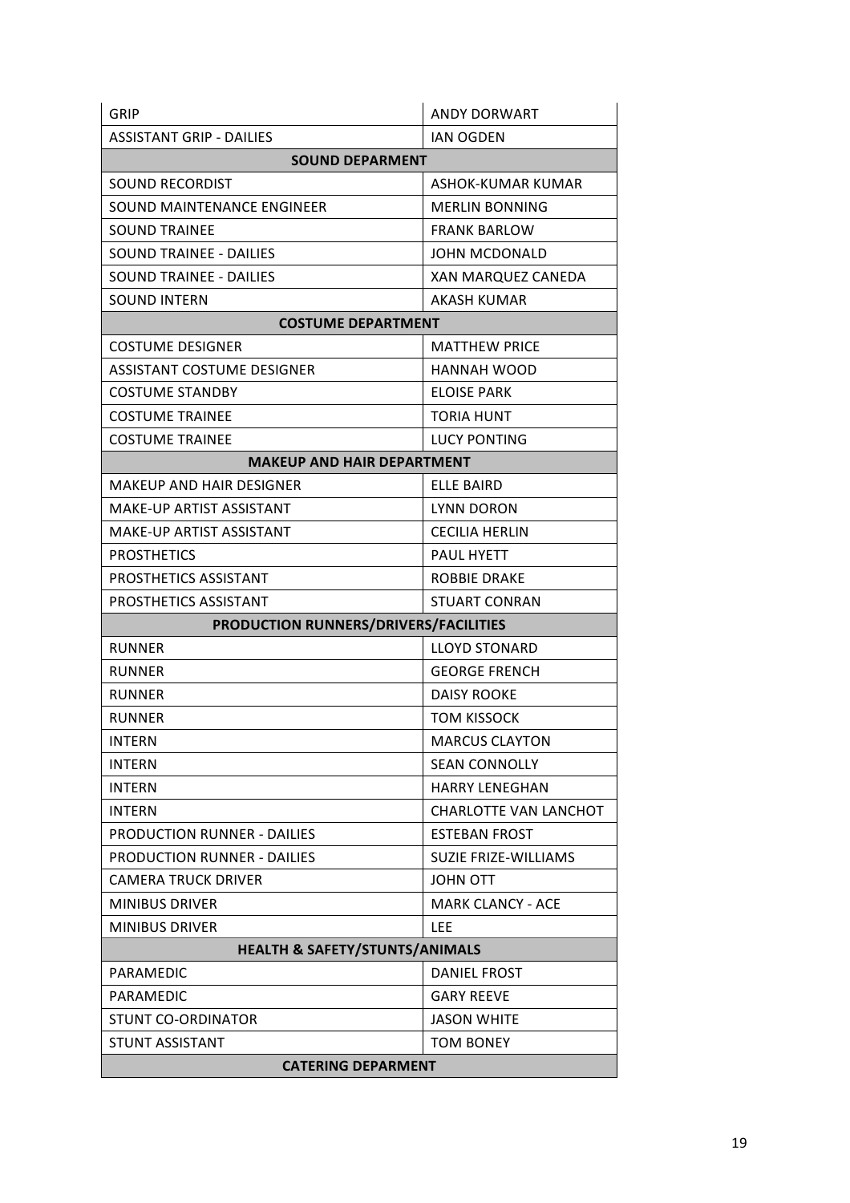| GRIP | ANDY DORWART |
|---|---|
| ASSISTANT GRIP - DAILIES | IAN OGDEN |
| **SOUND DEPARMENT** | |
| SOUND RECORDIST | ASHOK-KUMAR KUMAR |
| SOUND MAINTENANCE ENGINEER | MERLIN BONNING |
| SOUND TRAINEE | FRANK BARLOW |
| SOUND TRAINEE - DAILIES | JOHN MCDONALD |
| SOUND TRAINEE - DAILIES | XAN MARQUEZ CANEDA |
| SOUND INTERN | AKASH KUMAR |
| **COSTUME DEPARTMENT** | |
| COSTUME DESIGNER | MATTHEW PRICE |
| ASSISTANT COSTUME DESIGNER | HANNAH WOOD |
| COSTUME STANDBY | ELOISE PARK |
| COSTUME TRAINEE | TORIA HUNT |
| COSTUME TRAINEE | LUCY PONTING |
| **MAKEUP AND HAIR DEPARTMENT** | |
| MAKEUP AND HAIR DESIGNER | ELLE BAIRD |
| MAKE-UP ARTIST ASSISTANT | LYNN DORON |
| MAKE-UP ARTIST ASSISTANT | CECILIA HERLIN |
| PROSTHETICS | PAUL HYETT |
| PROSTHETICS ASSISTANT | ROBBIE DRAKE |
| PROSTHETICS ASSISTANT | STUART CONRAN |
| **PRODUCTION RUNNERS/DRIVERS/FACILITIES** | |
| RUNNER | LLOYD STONARD |
| RUNNER | GEORGE FRENCH |
| RUNNER | DAISY ROOKE |
| RUNNER | TOM KISSOCK |
| INTERN | MARCUS CLAYTON |
| INTERN | SEAN CONNOLLY |
| INTERN | HARRY LENEGHAN |
| INTERN | CHARLOTTE VAN LANCHOT |
| PRODUCTION RUNNER - DAILIES | ESTEBAN FROST |
| PRODUCTION RUNNER - DAILIES | SUZIE FRIZE-WILLIAMS |
| CAMERA TRUCK DRIVER | JOHN OTT |
| MINIBUS DRIVER | MARK CLANCY - ACE |
| MINIBUS DRIVER | LEE |
| **HEALTH & SAFETY/STUNTS/ANIMALS** | |
| PARAMEDIC | DANIEL FROST |
| PARAMEDIC | GARY REEVE |
| STUNT CO-ORDINATOR | JASON WHITE |
| STUNT ASSISTANT | TOM BONEY |
| **CATERING DEPARMENT** | |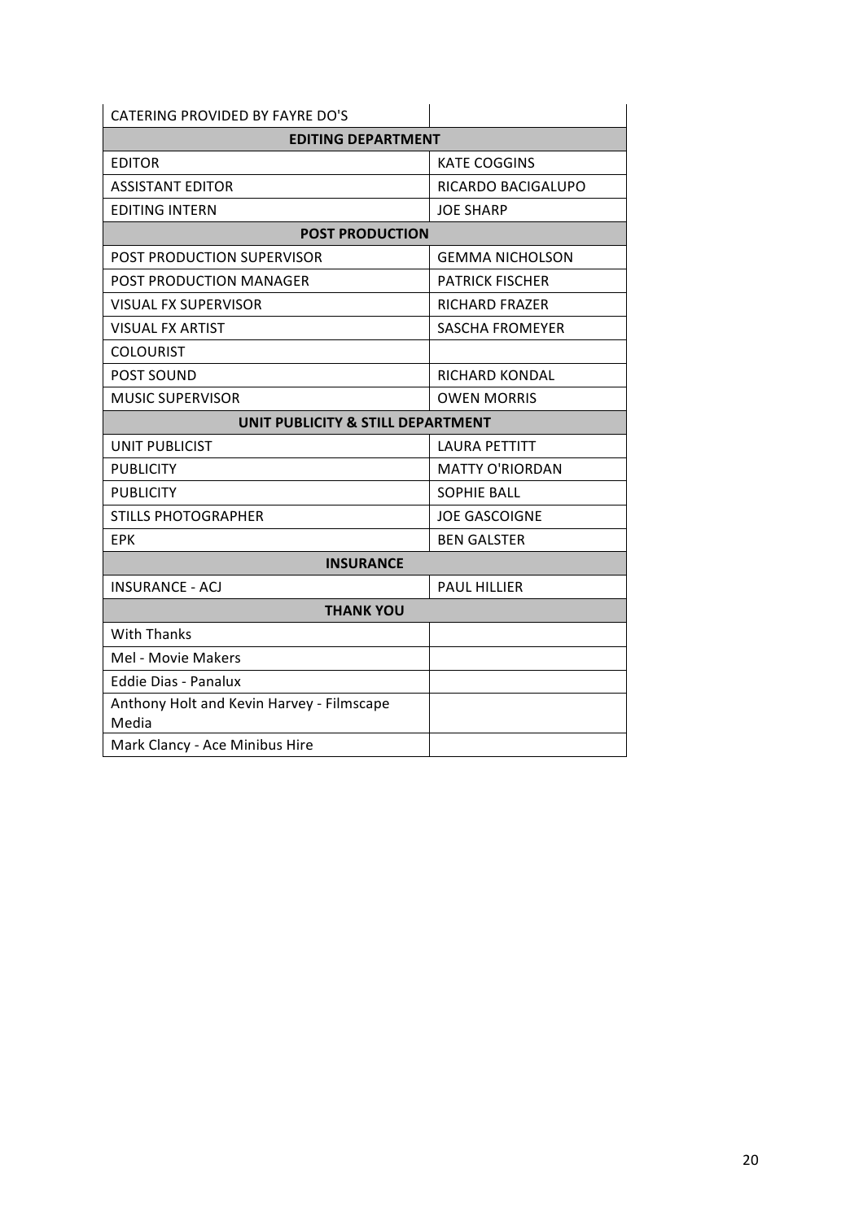| CATERING PROVIDED BY FAYRE DO'S | |
|---|---|
| **EDITING DEPARTMENT** | |
| EDITOR | KATE COGGINS |
| ASSISTANT EDITOR | RICARDO BACIGALUPO |
| EDITING INTERN | JOE SHARP |
| **POST PRODUCTION** | |
| POST PRODUCTION SUPERVISOR | GEMMA NICHOLSON |
| POST PRODUCTION MANAGER | PATRICK FISCHER |
| VISUAL FX SUPERVISOR | RICHARD FRAZER |
| VISUAL FX ARTIST | SASCHA FROMEYER |
| COLOURIST | |
| POST SOUND | RICHARD KONDAL |
| MUSIC SUPERVISOR | OWEN MORRIS |
| **UNIT PUBLICITY & STILL DEPARTMENT** | |
| UNIT PUBLICIST | LAURA PETTITT |
| PUBLICITY | MATTY O'RIORDAN |
| PUBLICITY | SOPHIE BALL |
| STILLS PHOTOGRAPHER | JOE GASCOIGNE |
| EPK | BEN GALSTER |
| **INSURANCE** | |
| INSURANCE - ACJ | PAUL HILLIER |
| **THANK YOU** | |
| With Thanks | |
| Mel - Movie Makers | |
| Eddie Dias - Panalux | |
| Anthony Holt and Kevin Harvey - Filmscape Media | |
| Mark Clancy - Ace Minibus Hire | |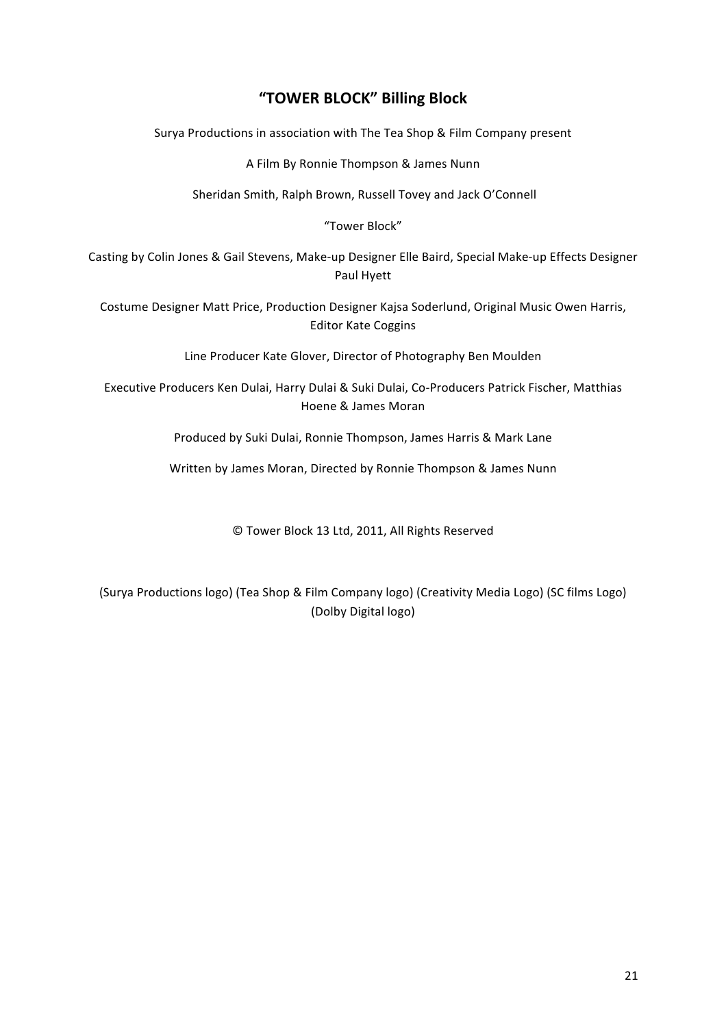## "TOWER BLOCK" Billing Block

Surya Productions in association with The Tea Shop & Film Company present

A Film By Ronnie Thompson & James Nunn

Sheridan Smith, Ralph Brown, Russell Tovey and Jack O'Connell

"Tower Block"

Casting by Colin Jones & Gail Stevens, Make-up Designer Elle Baird, Special Make-up Effects Designer Paul Hyett

Costume Designer Matt Price, Production Designer Kajsa Soderlund, Original Music Owen Harris, Editor Kate Coggins

Line Producer Kate Glover, Director of Photography Ben Moulden

Executive Producers Ken Dulai, Harry Dulai & Suki Dulai, Co-Producers Patrick Fischer, Matthias Hoene & James Moran

Produced by Suki Dulai, Ronnie Thompson, James Harris & Mark Lane

Written by James Moran, Directed by Ronnie Thompson & James Nunn

© Tower Block 13 Ltd, 2011, All Rights Reserved

(Surya Productions logo) (Tea Shop & Film Company logo) (Creativity Media Logo) (SC films Logo) (Dolby Digital logo)